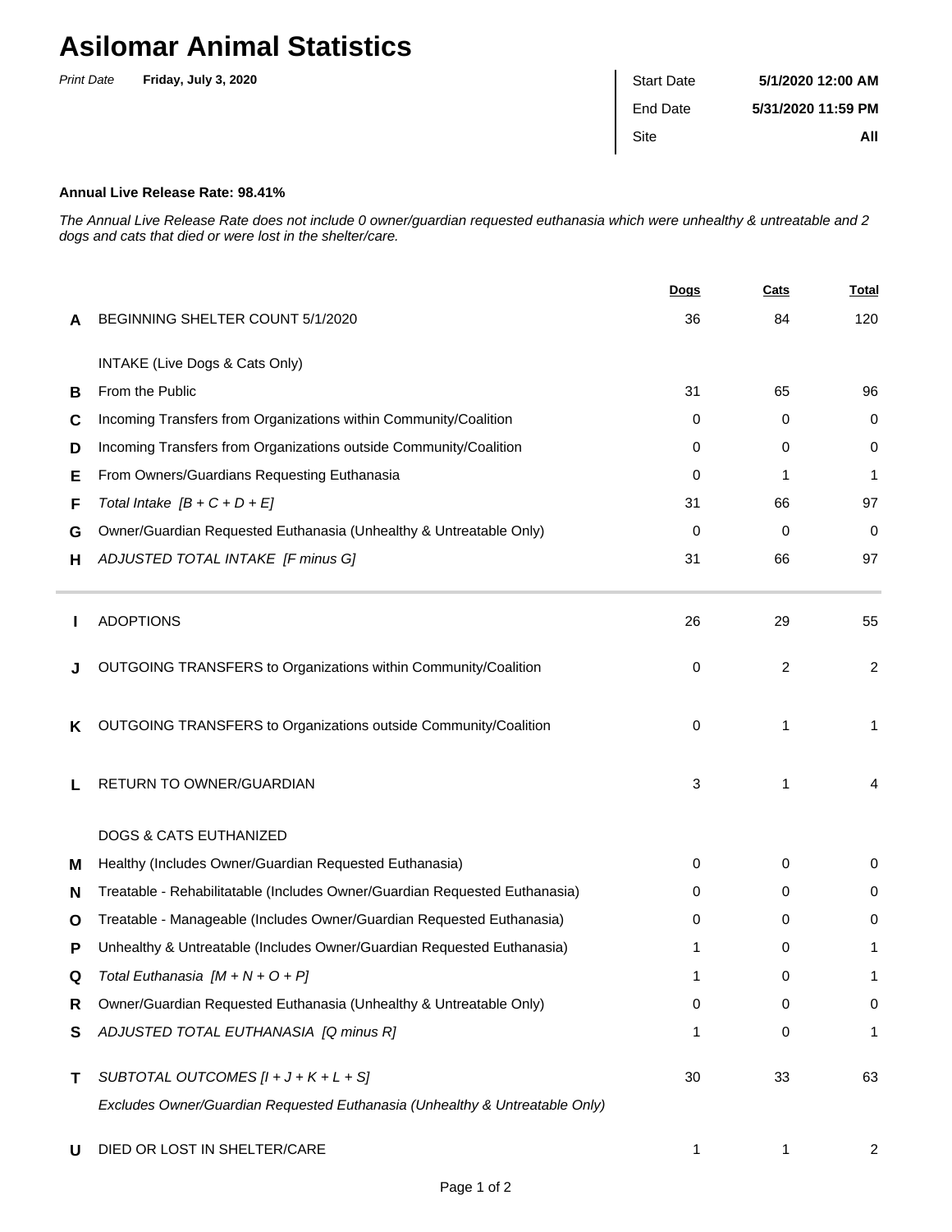# Asilomar Animal Statistics

*Print Date* **Friday, July 3, 2020**

| | |
|---|---|
| Start Date | **5/1/2020 12:00 AM** |
| End Date | **5/31/2020 11:59 PM** |
| Site | **All** |

**Annual Live Release Rate: 98.41%**

*The Annual Live Release Rate does not include 0 owner/guardian requested euthanasia which were unhealthy & untreatable and 2 dogs and cats that died or were lost in the shelter/care.*

| | | Dogs | Cats | Total |
|---|---|---|---|---|
| **A** | BEGINNING SHELTER COUNT 5/1/2020 | 36 | 84 | 120 |
| | INTAKE (Live Dogs & Cats Only) | | | |
| **B** | From the Public | 31 | 65 | 96 |
| **C** | Incoming Transfers from Organizations within Community/Coalition | 0 | 0 | 0 |
| **D** | Incoming Transfers from Organizations outside Community/Coalition | 0 | 0 | 0 |
| **E** | From Owners/Guardians Requesting Euthanasia | 0 | 1 | 1 |
| **F** | *Total Intake [B + C + D + E]* | 31 | 66 | 97 |
| **G** | Owner/Guardian Requested Euthanasia (Unhealthy & Untreatable Only) | 0 | 0 | 0 |
| **H** | *ADJUSTED TOTAL INTAKE [F minus G]* | 31 | 66 | 97 |
| **I** | ADOPTIONS | 26 | 29 | 55 |
| **J** | OUTGOING TRANSFERS to Organizations within Community/Coalition | 0 | 2 | 2 |
| **K** | OUTGOING TRANSFERS to Organizations outside Community/Coalition | 0 | 1 | 1 |
| **L** | RETURN TO OWNER/GUARDIAN | 3 | 1 | 4 |
| | DOGS & CATS EUTHANIZED | | | |
| **M** | Healthy (Includes Owner/Guardian Requested Euthanasia) | 0 | 0 | 0 |
| **N** | Treatable - Rehabilitatable (Includes Owner/Guardian Requested Euthanasia) | 0 | 0 | 0 |
| **O** | Treatable - Manageable (Includes Owner/Guardian Requested Euthanasia) | 0 | 0 | 0 |
| **P** | Unhealthy & Untreatable (Includes Owner/Guardian Requested Euthanasia) | 1 | 0 | 1 |
| **Q** | *Total Euthanasia [M + N + O + P]* | 1 | 0 | 1 |
| **R** | Owner/Guardian Requested Euthanasia (Unhealthy & Untreatable Only) | 0 | 0 | 0 |
| **S** | *ADJUSTED TOTAL EUTHANASIA [Q minus R]* | 1 | 0 | 1 |
| **T** | *SUBTOTAL OUTCOMES [I + J + K + L + S]* *Excludes Owner/Guardian Requested Euthanasia (Unhealthy & Untreatable Only)* | 30 | 33 | 63 |
| **U** | DIED OR LOST IN SHELTER/CARE | 1 | 1 | 2 |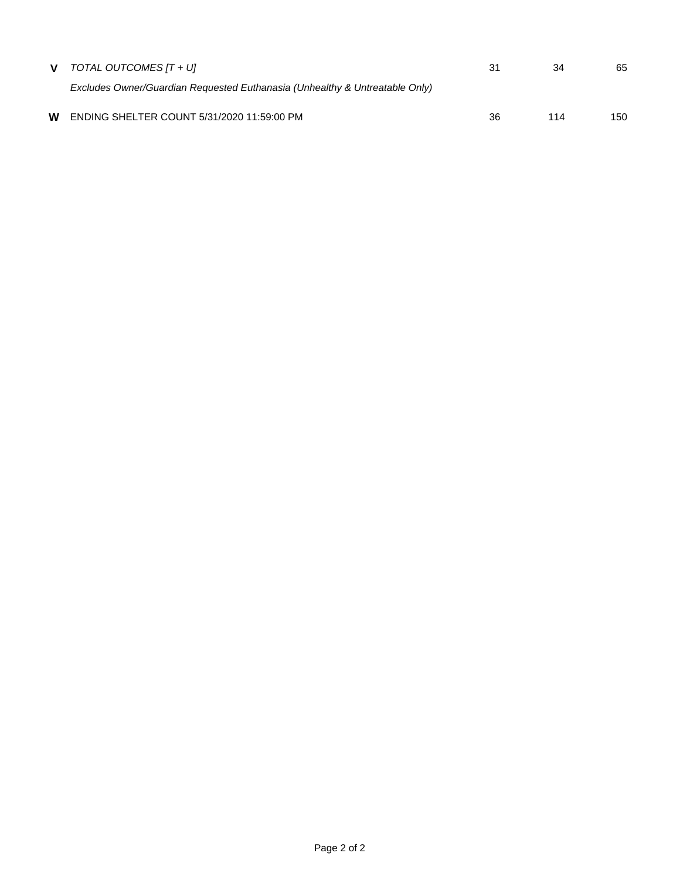| | | | | |
|---|---|---|---|---|
| **V** | *TOTAL OUTCOMES [T + U]* | 31 | 34 | 65 |
| | *Excludes Owner/Guardian Requested Euthanasia (Unhealthy & Untreatable Only)* | | | |
| **W** | ENDING SHELTER COUNT 5/31/2020 11:59:00 PM | 36 | 114 | 150 |